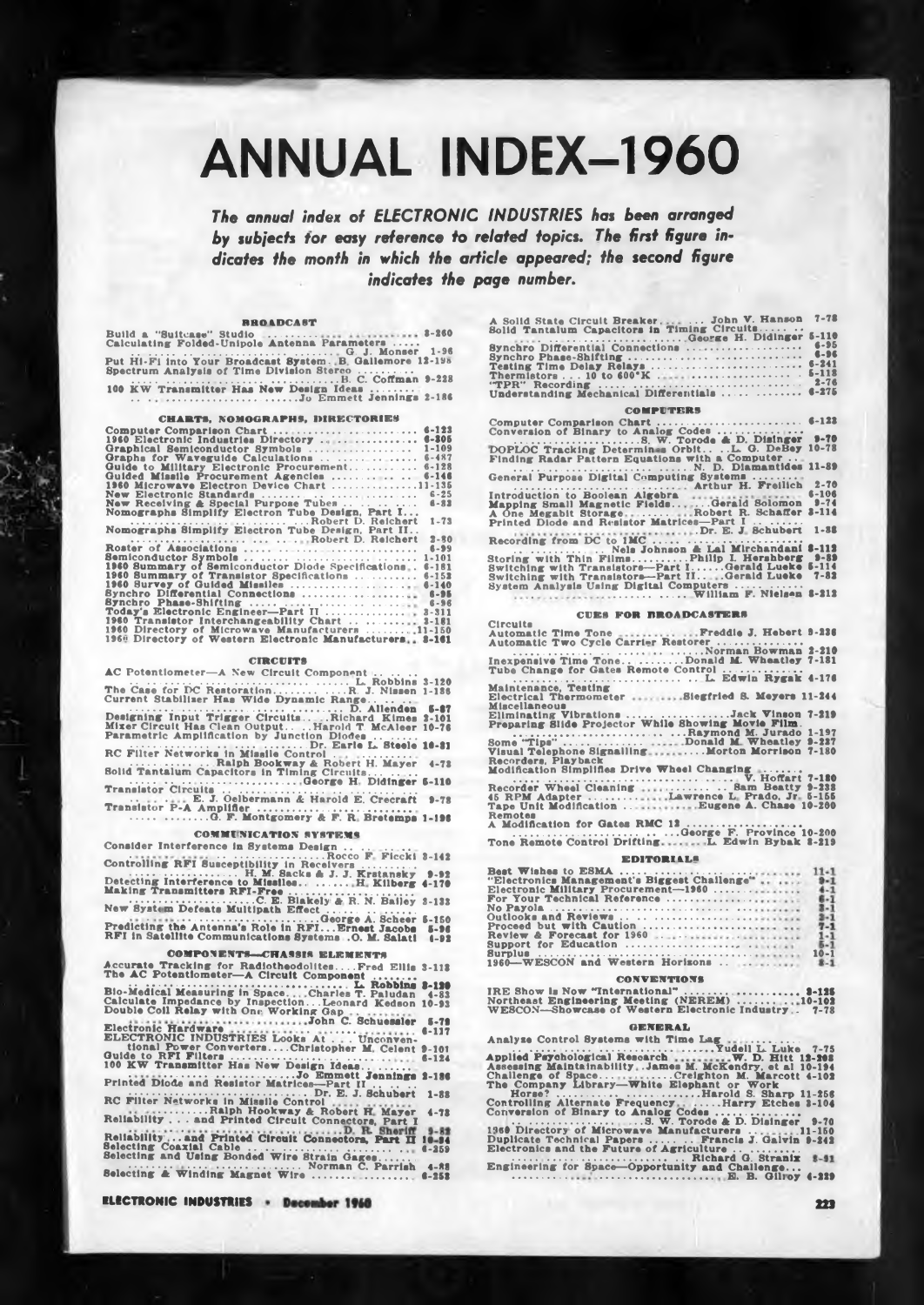# ANNUAL INDEX—1960

*The annual index of ELECTRONIC INDUSTRIES has been arranged by subjects for easy reference to related topics. The first figure indicates the month in which the article appeared; the second figure indicates the page number.*

## BROADCAST

Build a "Suitcase" Studio .......... 8-260
Calculating Folded-Unipole Antenna Parameters .......... G. J. Monser 1-96
Put Hi-Fi into Your Broadcast System .. B. Gallemore 12-198
Spectrum Analysis of Time Division Stereo .......... B. C. Coffman 9-228
100 KW Transmitter Has New Design Ideas .......... Jo Emmett Jennings 2-186

## CHARTS, NOMOGRAPHS, DIRECTORIES

Computer Comparison Chart .......... 6-122
1960 Electronic Industries Directory .......... 6-305
Graphical Semiconductor Symbols .......... 1-109
Graphs for Waveguide Calculations .......... 6-487
Guide to Military Electronic Procurement .......... 6-128
Guided Missile Procurement Agencies .......... 6-146
1960 Microwave Electron Device Chart .......... 11-135
New Electronic Standards .......... 6-25
New Receiving & Special Purpose Tubes .......... 6-83
Nomographs Simplify Electron Tube Design, Part I .......... Robert D. Reichert 1-73
Nomographs Simplify Electron Tube Design, Part II .......... Robert D. Reichert 2-80
Roster of Associations .......... 6-99
Semiconductor Symbols .......... 1-101
1960 Summary of Semiconductor Diode Specifications .. 6-161
1960 Summary of Transistor Specifications .......... 6-152
1960 Survey of Guided Missiles .......... 6-140
Synchro Differential Connections .......... 6-95
Synchro Phase-Shifting .......... 6-96
Today's Electronic Engineer—Part II .......... 3-311
1960 Transistor Interchangeability Chart .......... 3-181
1960 Directory of Microwave Manufacturers .......... 11-150
1960 Directory of Western Electronic Manufacturers .. 8-161

## CIRCUITS

AC Potentiometer—A New Circuit Component .......... L. Robbins 3-120
The Case for DC Restoration .......... R. J. Nissen 1-186
Current Stabilizer Has Wide Dynamic Range .......... D. Allenden 5-87
Designing Input Trigger Circuits .... Richard Kimes 3-101
Mixer Circuit Has Clean Output .... Harold T. McAleer 10-76
Parametric Amplification by Junction Diodes .......... Dr. Earle L. Steele 10-81
RC Filter Networks in Missile Control .......... Ralph Bookway & Robert H. Mayer 4-73
Solid Tantalum Capacitors in Timing Circuits .......... George H. Didinger 5-110
Transistor Circuits .......... E. J. Oelbermann & Harold E. Crecraft 9-78
Transistor P-A Amplifier .......... G. F. Montgomery & F. R. Bretemps 1-198

## COMMUNICATION SYSTEMS

Consider Interference in Systems Design .......... Rocco F. Ficcki 3-142
Controlling RFI Susceptibility in Receivers .......... H. M. Sacks & J. J. Krstansky 9-92
Detecting Interference to Missiles .......... H. Kilberg 4-170
Making Transmitters RFI-Free .......... C. E. Blakely & R. N. Bailey 3-132
New System Defeats Multipath Effect .......... George A. Scheer 5-150
Predicting the Antenna's Role in RFI ... Ernest Jacobs 5-96
RFI in Satellite Communications Systems .. O. M. Salati 4-92

## COMPONENTS—CHASSIS ELEMENTS

Accurate Tracking for Radiotheodolites .... Fred Ellis 3-118
The AC Potentiometer—A Circuit Component .......... L. Robbins 3-120
Bio-Medical Measuring in Space .... Charles T. Paludan 4-83
Calculate Impedance by Inspection ... Leonard Kedson 10-93
Double Coil Relay with One Working Gap .......... John C. Schuessler 5-78
Electronic Hardware .......... 6-137
ELECTRONIC INDUSTRIES Looks At . . . Unconventional Power Converters .... Christopher M. Celent 9-101
Guide to RFI Filters .......... 4-124
100 KW Transmitter Has New Design Ideas .......... Jo Emmett Jennings 2-186
Printed Diode and Resistor Matrices—Part II .......... Dr. E. J. Schubert 1-88
RC Filter Networks in Missile Control .......... Ralph Hookway & Robert H. Mayer 4-73
Reliability . . . and Printed Circuit Connectors, Part I .......... D. R. Sheriff 9-83
Reliability . . . and Printed Circuit Connectors, Part II 10-84
Selecting Coaxial Cable .......... 6-259
Selecting and Using Bonded Wire Strain Gages .......... Norman C. Parrish 4-88
Selecting & Winding Magnet Wire .......... 6-253
A Solid State Circuit Breaker .......... John V. Hanson 7-78
Solid Tantalum Capacitors in Timing Circuits .......... George H. Didinger 5-110
Synchro Differential Connections .......... 6-95
Synchro Phase-Shifting .......... 6-96
Testing Time Delay Relays .......... 6-241
Thermistors . . . 10 to 600°K .......... 5-118
"TPR" Recording .......... 2-76
Understanding Mechanical Differentials .......... 6-275

## COMPUTERS

Computer Comparison Chart .......... 6-122
Conversion of Binary to Analog Codes .......... S. W. Torode & D. Disinger 9-70
DOPLOC Tracking Determines Orbit .... L. G. DeBey 10-72
Finding Radar Pattern Equations with a Computer .......... N. D. Diamantides 11-89
General Purpose Digital Computing Systems .......... Arthur H. Freilich 2-70
Introduction to Boolean Algebra .......... 6-106
Mapping Small Magnetic Fields .... Gerald Solomon 9-74
A One Megabit Storage .......... Robert R. Schaffer 3-114
Printed Diode and Resistor Matrices—Part I .......... Dr. E. J. Schubert 1-88
Recording from DC to 1MC .......... Nels Johnson & Lal Mirchandani 8-112
Storing with Thin Films .......... Philip I. Hershberg 9-89
Switching with Transistors—Part I .... Gerald Lueke 5-114
Switching with Transistors—Part II .... Gerald Lueke 7-82
System Analysis Using Digital Computers .......... William P. Nielsen 8-212

## CUES FOR BROADCASTERS

Circuits
Automatic Time Tone .......... Freddie J. Hebert 9-236
Automatic Two Cycle Carrier Restorer .......... Norman Bowman 2-210
Inexpensive Time Tone .......... Donald M. Wheatley 7-181
Tube Change for Gates Remote Control .......... L. Edwin Rygak 4-176
Maintenance, Testing
Electrical Thermometer .......... Siegfried S. Meyers 11-244
Miscellaneous
Eliminating Vibrations .......... Jack Vinson 7-219
Preparing Slide Projector While Showing Movie Film .......... Raymond M. Jurado 1-197
Some "Tips" .......... Donald M. Wheatley 9-237
Visual Telephone Signalling .......... Morton Morrison 7-180
Recorders, Playback
Modification Simplifies Drive Wheel Changing .......... V. Hoffart 7-180
Recorder Wheel Cleaning .......... Sam Beatty 9-238
45 RPM Adapter .......... Lawrence L. Prado, Jr. 5-155
Tape Unit Modification .......... Eugene A. Chase 10-200
Remotes
A Modification for Gates RMC 12 .......... George F. Province 10-200
Tone Remote Control Drifting .......... L. Edwin Bybak 8-219

## EDITORIALS

Best Wishes to ESMA .......... 11-1
"Electronics Management's Biggest Challenge" .......... 9-1
Electronic Military Procurement—1960 .......... 4-1
For Your Technical Reference .......... 6-1
No Payola .......... 3-1
Outlooks and Reviews .......... 2-1
Proceed but with Caution .......... 7-1
Review & Forecast for 1960 .......... 1-1
Support for Education .......... 5-1
Surplus .......... 10-1
1960—WESCON and Western Horizons .......... 8-1

## CONVENTIONS

IRE Show is Now "International" .......... 3-125
Northeast Engineering Meeting (NEREM) .......... 10-102
WESCON—Showcase of Western Electronic Industry .. 7-78

## GENERAL

Analyze Control Systems with Time Lag .......... Yudell L. Luke 7-75
Applied Psychological Research .......... W. D. Hitt 12-208
Assessing Maintainability .. James M. McKendry, et al 10-194
Challenge of Space .......... Creighton M. Marcott 4-102
The Company Library—White Elephant or Work Horse? .......... Harold S. Sharp 11-256
Controlling Alternate Frequency .......... Harry Etches 3-104
Conversion of Binary to Analog Codes .......... S. W. Torode & D. Disinger 9-70
1960 Directory of Microwave Manufacturers .......... 11-150
Duplicate Technical Papers .......... Francis J. Galvin 9-242
Electronics and the Future of Agriculture .......... Richard G. Straniz 8-81
Engineering for Space—Opportunity and Challenge .......... E. B. Gilroy 4-229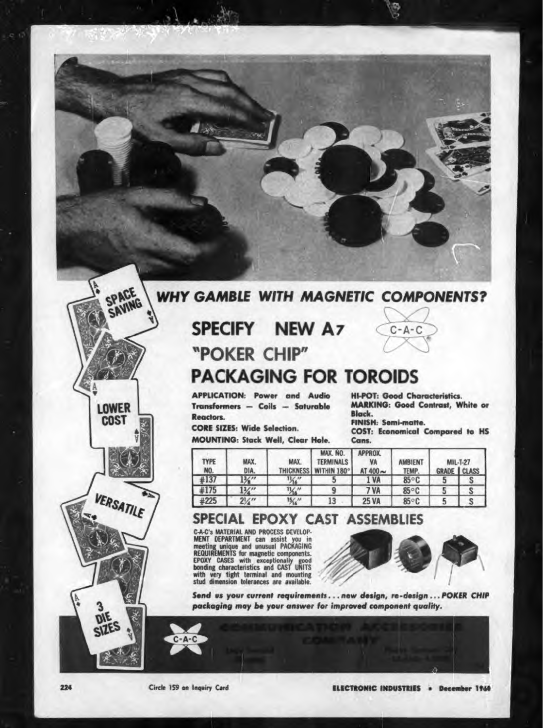SPACE SAVING

LOWER COST

VERSATILE

3 DIE SIZES

## WHY GAMBLE WITH MAGNETIC COMPONENTS?

# SPECIFY NEW A7 "POKER CHIP" PACKAGING FOR TOROIDS

C-A-C

**APPLICATION:** Power and Audio Transformers — Coils — Saturable Reactors.

**CORE SIZES:** Wide Selection.

**MOUNTING:** Stack Well, Clear Hole.

**HI-POT:** Good Characteristics.

**MARKING:** Good Contrast, White or Black.

**FINISH:** Semi-matte.

**COST:** Economical Compared to HS Cans.

| TYPE NO. | MAX. DIA. | MAX. THICKNESS | MAX. NO. TERMINALS WITHIN 180° | APPROX. VA AT 400~ | AMBIENT TEMP. | MIL-T-27 | |
|---|---|---|---|---|---|---|---|
| | | | | | | GRADE | CLASS |
| #137 | 1⅜" | 11/16" | 5 | 1 VA | 85°C | 5 | S |
| #175 | 1¾" | 11/16" | 9 | 7 VA | 85°C | 5 | S |
| #225 | 2¼" | 15/16" | 13 | 25 VA | 85°C | 5 | S |

## SPECIAL EPOXY CAST ASSEMBLIES

C-A-C's MATERIAL AND PROCESS DEVELOPMENT DEPARTMENT can assist you in meeting unique and unusual PACKAGING REQUIREMENTS for magnetic components. EPOXY CASES with exceptionally good bonding characteristics and CAST UNITS with very tight terminal and mounting stud dimension tolerances are available.

***Send us your current requirements... new design, re-design... POKER CHIP packaging may be your answer for improved component quality.***

C-A-C

COMMUNICATION ACCESSORIES COMPANY

Circle 159 on Inquiry Card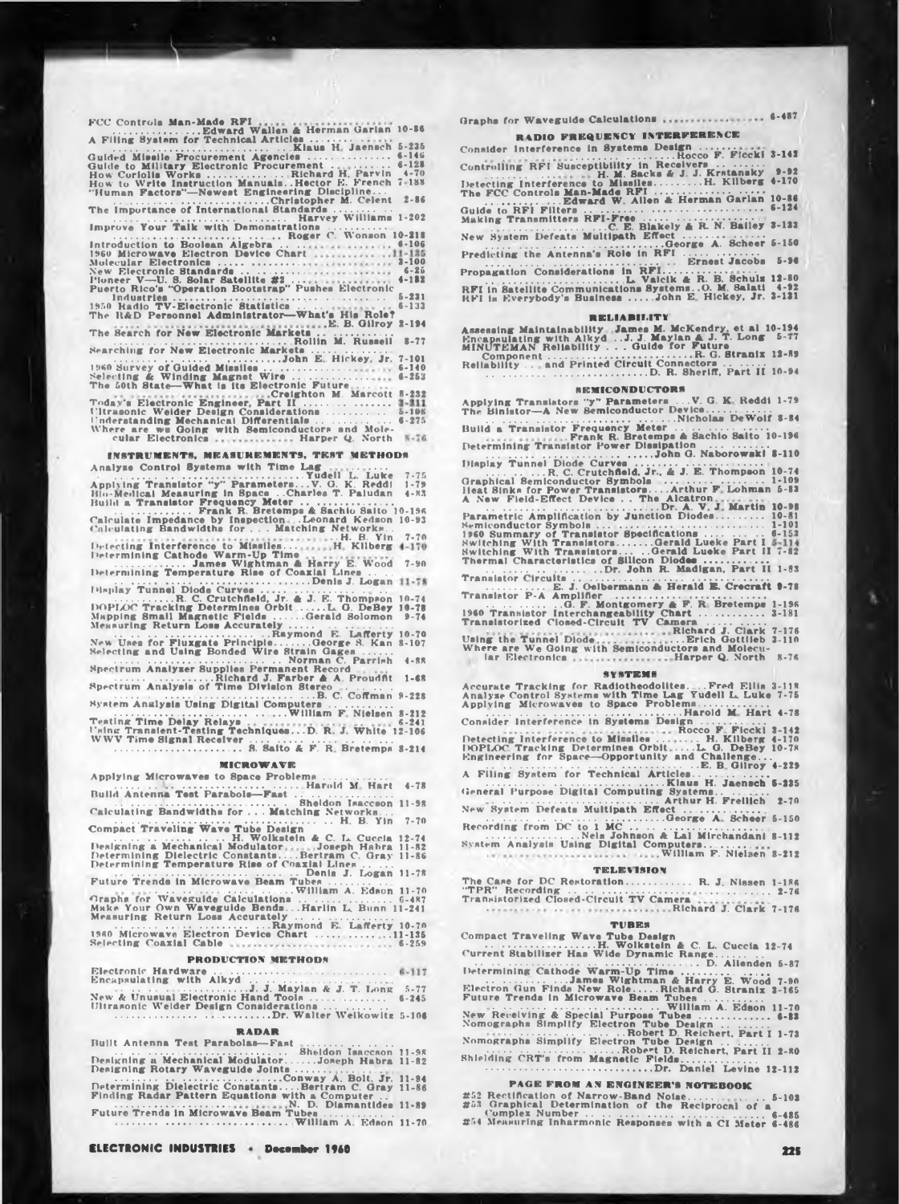FCC Controls Man-Made RFI ....... Edward Wallen & Herman Garlan 10-86
A Filing System for Technical Articles ....... Klaus H. Jaensch 5-235
Guided Missile Procurement Agencies ....... 6-146
Guide to Military Electronic Procurement ....... 6-128
How Coriolis Works ....... Richard H. Parvin 4-70
How to Write Instruction Manuals..Hector E. French 7-188
"Human Factors"—Newest Engineering Discipline ....... Christopher M. Celent 2-86
The Importance of International Standards ....... Harvey Williams 1-202
Improve Your Talk with Demonstrations ....... Roger C. Wonson 10-218
Introduction to Boolean Algebra ....... 6-106
1960 Microwave Electron Device Chart ....... 11-135
Molecular Electronics ....... 3-100
New Electronic Standards ....... 6-25
Pioneer V—U. S. Solar Satellite #2 ....... 4-182
Puerto Rico's "Operation Bootstrap" Pushes Electronic Industries ....... 5-231
1950 Radio TV-Electronic Statistics ....... 6-133
The R&D Personnel Administrator—What's His Role? ....... E. B. Gilroy 2-194
The Search for New Electronic Markets ....... Rollin M. Russell 8-77
Searching for New Electronic Markets ....... John E. Hickey, Jr. 7-101
1960 Survey of Guided Missiles ....... 6-140
Selecting & Winding Magnet Wire ....... 6-253
The 50th State—What is its Electronic Future ....... Creighton M. Marcott 8-232
Today's Electronic Engineer, Part II ....... 3-311
Ultrasonic Welder Design Considerations ....... 5-106
Understanding Mechanical Differentials ....... 6-275
Where are we Going with Semiconductors and Molecular Electronics ....... Harper Q. North 8-76

## INSTRUMENTS, MEASUREMENTS, TEST METHODS

Analyze Control Systems with Time Lag ....... Yudell L. Luke 7-75
Applying Transistor "y" Parameters...V. G. K. Reddi 1-79
Bio-Medical Measuring in Space ..Charles T. Paludan 4-83
Build a Transistor Frequency Meter ....... Frank R. Bretemps & Sachio Saito 10-196
Calculate Impedance by Inspection...Leonard Kedson 10-93
Calculating Bandwidths for . . . Matching Networks ....... H. B. Yin 7-70
Detecting Interference to Missiles.......H. Kilberg 4-170
Determining Cathode Warm-Up Time ....... James Wightman & Harry E. Wood 7-90
Determining Temperature Rise of Coaxial Lines ....... Denis J. Logan 11-78
Display Tunnel Diode Curves ....... R. C. Crutchfield, Jr. & J. E. Thompson 10-74
DOPLOC Tracking Determines Orbit ......L. G. DeBey 10-78
Mapping Small Magnetic Fields .......Gerald Solomon 9-74
Measuring Return Loss Accurately ....... Raymond E. Lafferty 10-70
New Uses for Fluxgate Principle........George S. Kan 8-107
Selecting and Using Bonded Wire Strain Gages ....... Norman C. Parrish 4-88
Spectrum Analyzer Supplies Permanent Record ....... Richard J. Farber & A. Proudfit 1-68
Spectrum Analysis of Time Division Stereo ....... B. C. Coffman 9-228
System Analysis Using Digital Computers ....... William F. Nielsen 8-212
Testing Time Delay Relays ....... 6-241
Using Transient-Testing Techniques...D. R. J. White 12-106
WWV Time Signal Receiver ....... S. Saito & F. R. Bretemps 8-214

## MICROWAVE

Applying Microwaves to Space Problems ....... Harold M. Hart 4-78
Build Antenna Test Parabola—Fast ....... Sheldon Isaccson 11-98
Calculating Bandwidths for . . . Matching Networks ....... H. B. Yin 7-70
Compact Traveling Wave Tube Design ....... H. Wolkstein & C. L. Cuccia 12-74
Designing a Mechanical Modulator......Joseph Habra 11-82
Determining Dielectric Constants....Bertram C. Gray 11-86
Determining Temperature Rise of Coaxial Lines ....... Denis J. Logan 11-78
Future Trends in Microwave Beam Tubes ....... William A. Edson 11-70
Graphs for Waveguide Calculations ....... 6-487
Make Your Own Waveguide Bends...Harlin L. Bunn 11-241
Measuring Return Loss Accurately ....... Raymond E. Lafferty 10-70
1960 Microwave Electron Device Chart .......11-135
Selecting Coaxial Cable ....... 6-259

## PRODUCTION METHODS

Electronic Hardware ....... 6-117
Encapsulating with Alkyd ....... J. J. Maylan & J. T. Long 5-77
New & Unusual Electronic Hand Tools ....... 6-245
Ultrasonic Welder Design Considerations ....... Dr. Walter Welkowitz 5-106

## RADAR

Built Antenna Test Parabolas—Fast ....... Sheldon Isaccson 11-98
Designing a Mechanical Modulator......Joseph Habra 11-82
Designing Rotary Waveguide Joints ....... Conway A. Bolt, Jr. 11-94
Determining Dielectric Constants....Bertram C. Gray 11-86
Finding Radar Pattern Equations with a Computer ....... N. D. Diamantides 11-89
Future Trends in Microwave Beam Tubes ....... William A. Edson 11-70

Graphs for Waveguide Calculations ....... 6-487

## RADIO FREQUENCY INTERFERENCE

Consider Interference in Systems Design ....... Rocco F. Ficcki 3-142
Controlling RFI Susceptibility in Receivers ....... H. M. Sacks & J. J. Krstansky 9-92
Detecting Interference to Missiles.........H. Kilberg 4-170
The FCC Controls Man-Made RFI ....... Edward W. Allen & Herman Garlan 10-86
Guide to RFI Filters ....... 6-124
Making Transmitters RFI-Free ....... C. E. Blakely & R. N. Bailey 3-133
New System Defeats Multipath Effect ....... George A. Scheer 5-150
Predicting the Antenna's Role in RFI ....... Ernest Jacobs 5-96
Propagation Considerations in RFI ....... L. Valcik & R. B. Schulz 12-80
RFI in Satellite Communications Systems..O. M. Salati 4-92
RFI is Everybody's Business .....John E. Hickey, Jr. 3-131

## RELIABILITY

Assessing Maintainability ..James M. McKendry, et al 10-194
Encapsulating with Alkyd ..J. J. Maylan & J. T. Long 5-77
MINUTEMAN Reliability . . . Guide for Future Component ....... R. G. Stranix 12-89
Reliability . . . and Printed Circuit Connectors ....... D. R. Sheriff, Part II 10-94

## SEMICONDUCTORS

Applying Transistors "y" Parameters ...V. G. K. Reddi 1-79
The Binistor—A New Semiconductor Device ....... Nicholas DeWolf 8-84
Build a Transistor Frequency Meter ....... Frank R. Bretemps & Sachio Saito 10-196
Determining Transistor Power Dissipation ....... John G. Naborowski 8-110
Display Tunnel Diode Curves ....... R. C. Crutchfield, Jr., & J. E. Thompson 10-74
Graphical Semiconductor Symbols ....... 1-109
Heat Sinks for Power Transistors....Arthur F. Lohman 5-83
A New Field-Effect Device . . The Alcatron ....... Dr. A. V. J. Martin 10-98
Parametric Amplification by Junction Diodes....... 10-81
Semiconductor Symbols ....... 1-101
1960 Summary of Transistor Specifications ....... 6-153
Switching With Transistors.......Gerald Lueke Part I 5-114
Switching With Transistors......Gerald Lueke Part II 7-82
Thermal Characteristics of Silicon Diodes ....... Dr. John R. Madigan, Part II 1-83
Transistor Circuits ....... E. J. Oelbermann & Herald E. Crecraft 9-78
Transistor P-A Amplifier ....... G. F. Montgomery & F. R. Bretemps 1-196
1960 Transistor Interchangeability Chart ....... 3-181
Transistorized Closed-Circuit TV Camera ....... Richard J. Clark 7-176
Using the Tunnel Diode..............Erich Gottlieb 2-110
Where are We Going with Semiconductors and Molecular Electronics ....... Harper Q. North 8-76

## SYSTEMS

Accurate Tracking for Radiotheodolites....Fred Ellis 3-118
Analyze Control Systems with Time Lag Yudell L. Luke 7-75
Applying Microwaves to Space Problems ....... Harold M. Hart 4-78
Consider Interference in Systems Design ....... Rocco F. Ficcki 3-142
Detecting Interference to Missiles ........ H. Kilberg 4-170
DOPLOC Tracking Determines Orbit......L. G. DeBey 10-78
Engineering for Space—Opportunity and Challenge ....... E. B. Gilroy 4-229
A Filing System for Technical Articles ....... Klaus H. Jaensch 5-235
General Purpose Digital Computing Systems ....... Arthur H. Freilich 2-70
New System Defeats Multipath Effect ....... George A. Scheer 5-150
Recording from DC to 1 MC ....... Nels Johnson & Lal Mirchandani 8-112
System Analysis Using Digital Computers ....... William F. Nielsen 8-212

## TELEVISION

The Case for DC Restoration............ R. J. Nissen 1-186
"TPR" Recording ....... 2-76
Transistorized Closed-Circuit TV Camera ....... Richard J. Clark 7-176

## TUBES

Compact Traveling Wave Tube Design ....... H. Wolkstein & C. L. Cuccia 12-74
Current Stabilizer Has Wide Dynamic Range ....... D. Allenden 5-87
Determining Cathode Warm-Up Time ....... James Wightman & Harry E. Wood 7-90
Electron Gun Finds New Role.....Richard G. Stranix 3-165
Future Trends in Microwave Beam Tubes ....... William A. Edson 11-70
New Receiving & Special Purpose Tubes ....... 6-83
Nomographs Simplify Electron Tube Design ....... Robert D. Reichert, Part I 1-73
Nomographs Simplify Electron Tube Design ....... Robert D. Reichert, Part II 2-80
Shielding CRT's from Magnetic Fields ....... Dr. Daniel Levine 12-112

## PAGE FROM AN ENGINEER'S NOTEBOOK

#52 Rectification of Narrow-Band Noise ....... 5-103
#53 Graphical Determination of the Reciprocal of a Complex Number ....... 6-485
#54 Measuring Inharmonic Responses with a CI Meter 6-486